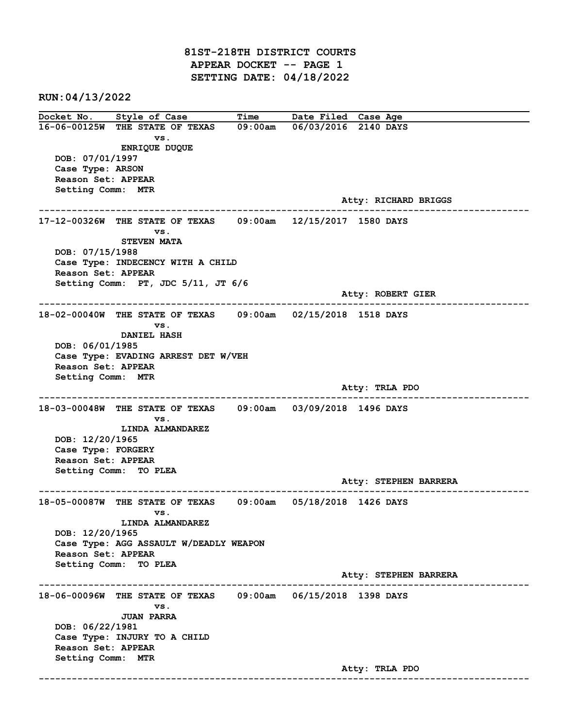# 81ST-218TH DISTRICT COURTS
## APPEAR DOCKET -- PAGE 1
## SETTING DATE: 04/18/2022

**RUN:04/13/2022**

| Docket No. | Style of Case | Time | Date Filed | Case Age |
|---|---|---|---|---|

**16-06-00125W** THE STATE OF TEXAS vs. ENRIQUE DUQUE — 09:00am — 06/03/2016 — 2140 DAYS
DOB: 07/01/1997
Case Type: ARSON
Reason Set: APPEAR
Setting Comm: MTR
Atty: RICHARD BRIGGS

---

**17-12-00326W** THE STATE OF TEXAS vs. STEVEN MATA — 09:00am — 12/15/2017 — 1580 DAYS
DOB: 07/15/1988
Case Type: INDECENCY WITH A CHILD
Reason Set: APPEAR
Setting Comm: PT, JDC 5/11, JT 6/6
Atty: ROBERT GIER

---

**18-02-00040W** THE STATE OF TEXAS vs. DANIEL HASH — 09:00am — 02/15/2018 — 1518 DAYS
DOB: 06/01/1985
Case Type: EVADING ARREST DET W/VEH
Reason Set: APPEAR
Setting Comm: MTR
Atty: TRLA PDO

---

**18-03-00048W** THE STATE OF TEXAS vs. LINDA ALMANDAREZ — 09:00am — 03/09/2018 — 1496 DAYS
DOB: 12/20/1965
Case Type: FORGERY
Reason Set: APPEAR
Setting Comm: TO PLEA
Atty: STEPHEN BARRERA

---

**18-05-00087W** THE STATE OF TEXAS vs. LINDA ALMANDAREZ — 09:00am — 05/18/2018 — 1426 DAYS
DOB: 12/20/1965
Case Type: AGG ASSAULT W/DEADLY WEAPON
Reason Set: APPEAR
Setting Comm: TO PLEA
Atty: STEPHEN BARRERA

---

**18-06-00096W** THE STATE OF TEXAS vs. JUAN PARRA — 09:00am — 06/15/2018 — 1398 DAYS
DOB: 06/22/1981
Case Type: INJURY TO A CHILD
Reason Set: APPEAR
Setting Comm: MTR
Atty: TRLA PDO

---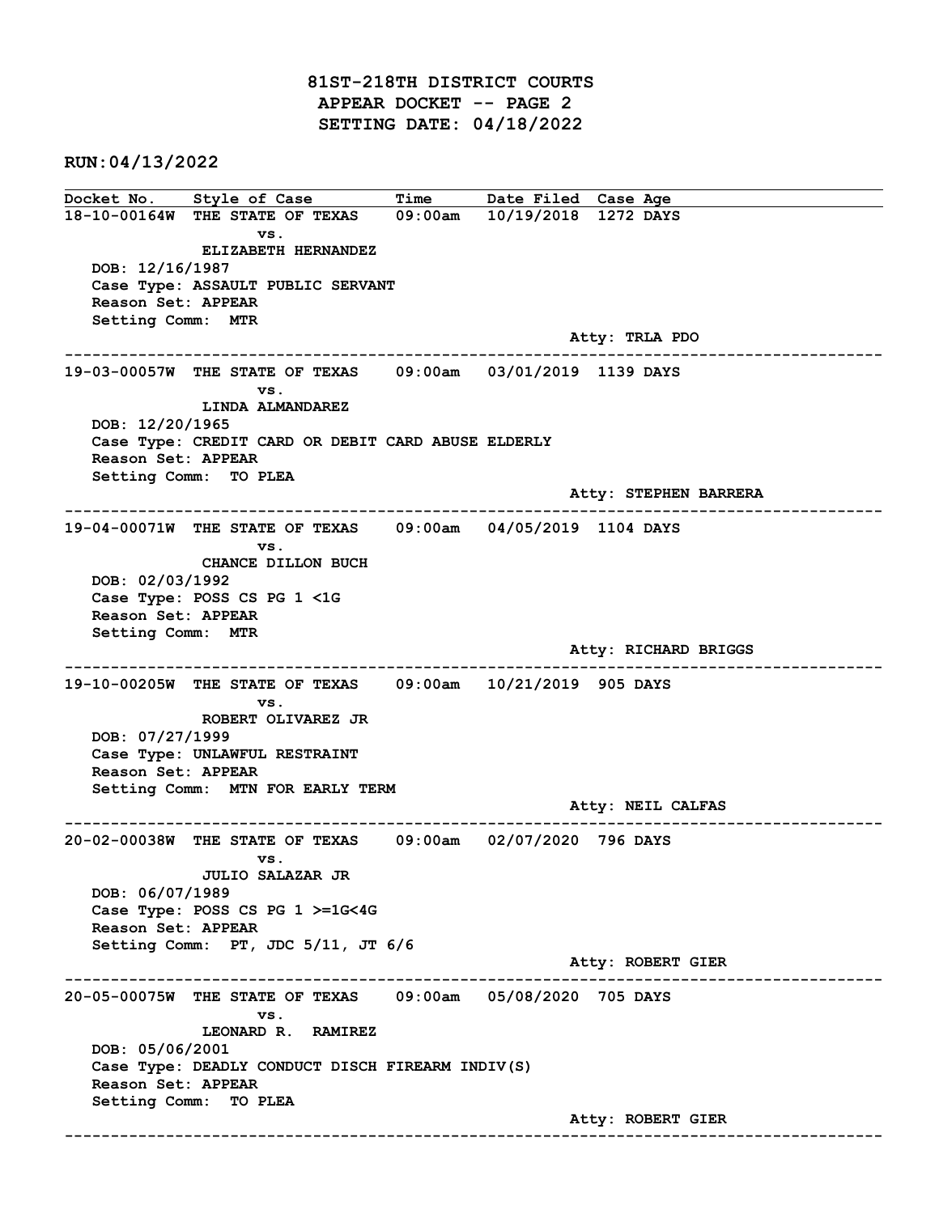# 81ST-218TH DISTRICT COURTS
## APPEAR DOCKET -- PAGE 2
## SETTING DATE: 04/18/2022

**RUN:04/13/2022**

| Docket No. | Style of Case | Time | Date Filed | Case Age |
|---|---|---|---|---|

**18-10-00164W** THE STATE OF TEXAS vs. ELIZABETH HERNANDEZ — 09:00am — 10/19/2018 — 1272 DAYS
DOB: 12/16/1987
Case Type: ASSAULT PUBLIC SERVANT
Reason Set: APPEAR
Setting Comm: MTR
Atty: TRLA PDO

---

**19-03-00057W** THE STATE OF TEXAS vs. LINDA ALMANDAREZ — 09:00am — 03/01/2019 — 1139 DAYS
DOB: 12/20/1965
Case Type: CREDIT CARD OR DEBIT CARD ABUSE ELDERLY
Reason Set: APPEAR
Setting Comm: TO PLEA
Atty: STEPHEN BARRERA

---

**19-04-00071W** THE STATE OF TEXAS vs. CHANCE DILLON BUCH — 09:00am — 04/05/2019 — 1104 DAYS
DOB: 02/03/1992
Case Type: POSS CS PG 1 <1G
Reason Set: APPEAR
Setting Comm: MTR
Atty: RICHARD BRIGGS

---

**19-10-00205W** THE STATE OF TEXAS vs. ROBERT OLIVAREZ JR — 09:00am — 10/21/2019 — 905 DAYS
DOB: 07/27/1999
Case Type: UNLAWFUL RESTRAINT
Reason Set: APPEAR
Setting Comm: MTN FOR EARLY TERM
Atty: NEIL CALFAS

---

**20-02-00038W** THE STATE OF TEXAS vs. JULIO SALAZAR JR — 09:00am — 02/07/2020 — 796 DAYS
DOB: 06/07/1989
Case Type: POSS CS PG 1 >=1G<4G
Reason Set: APPEAR
Setting Comm: PT, JDC 5/11, JT 6/6
Atty: ROBERT GIER

---

**20-05-00075W** THE STATE OF TEXAS vs. LEONARD R. RAMIREZ — 09:00am — 05/08/2020 — 705 DAYS
DOB: 05/06/2001
Case Type: DEADLY CONDUCT DISCH FIREARM INDIV(S)
Reason Set: APPEAR
Setting Comm: TO PLEA
Atty: ROBERT GIER

---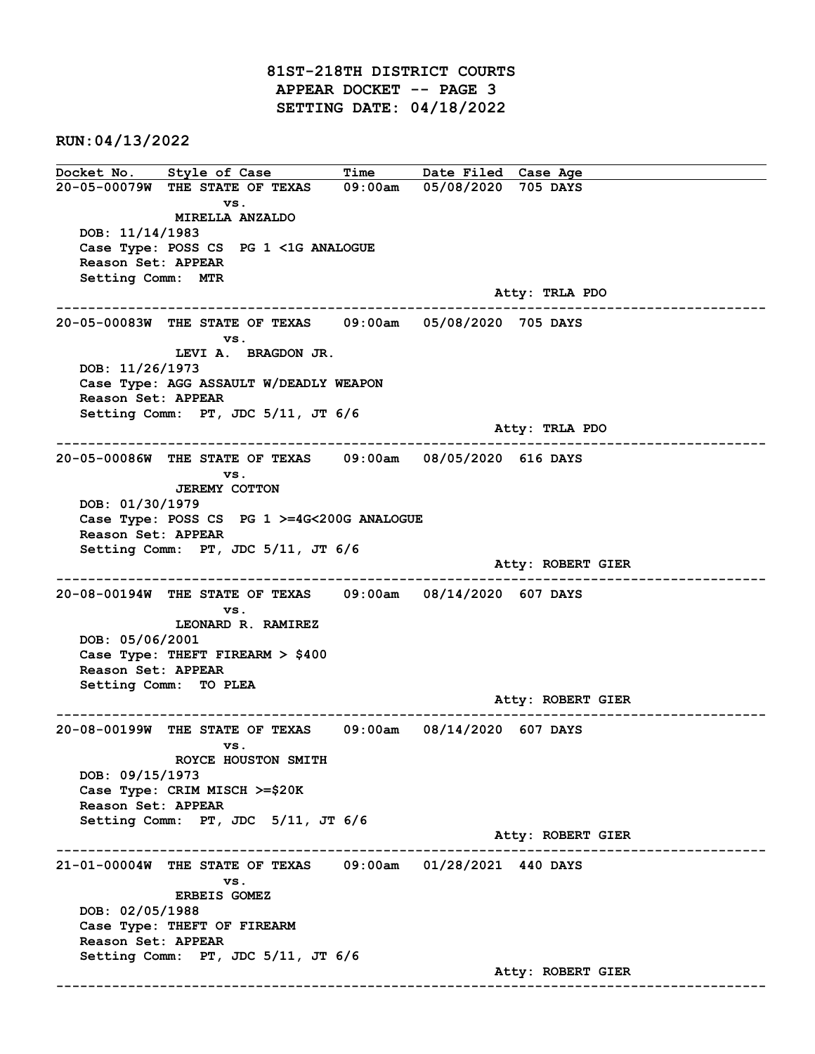# 81ST-218TH DISTRICT COURTS
## APPEAR DOCKET -- PAGE 3
## SETTING DATE: 04/18/2022

**RUN:04/13/2022**

| Docket No. | Style of Case | Time | Date Filed | Case Age |
|---|---|---|---|---|

**20-05-00079W** THE STATE OF TEXAS vs. MIRELLA ANZALDO — 09:00am — 05/08/2020 — 705 DAYS

DOB: 11/14/1983
Case Type: POSS CS PG 1 <1G ANALOGUE
Reason Set: APPEAR
Setting Comm: MTR
Atty: TRLA PDO

---

**20-05-00083W** THE STATE OF TEXAS vs. LEVI A. BRAGDON JR. — 09:00am — 05/08/2020 — 705 DAYS

DOB: 11/26/1973
Case Type: AGG ASSAULT W/DEADLY WEAPON
Reason Set: APPEAR
Setting Comm: PT, JDC 5/11, JT 6/6
Atty: TRLA PDO

---

**20-05-00086W** THE STATE OF TEXAS vs. JEREMY COTTON — 09:00am — 08/05/2020 — 616 DAYS

DOB: 01/30/1979
Case Type: POSS CS PG 1 >=4G<200G ANALOGUE
Reason Set: APPEAR
Setting Comm: PT, JDC 5/11, JT 6/6
Atty: ROBERT GIER

---

**20-08-00194W** THE STATE OF TEXAS vs. LEONARD R. RAMIREZ — 09:00am — 08/14/2020 — 607 DAYS

DOB: 05/06/2001
Case Type: THEFT FIREARM > $400
Reason Set: APPEAR
Setting Comm: TO PLEA
Atty: ROBERT GIER

---

**20-08-00199W** THE STATE OF TEXAS vs. ROYCE HOUSTON SMITH — 09:00am — 08/14/2020 — 607 DAYS

DOB: 09/15/1973
Case Type: CRIM MISCH >=$20K
Reason Set: APPEAR
Setting Comm: PT, JDC 5/11, JT 6/6
Atty: ROBERT GIER

---

**21-01-00004W** THE STATE OF TEXAS vs. ERBEIS GOMEZ — 09:00am — 01/28/2021 — 440 DAYS

DOB: 02/05/1988
Case Type: THEFT OF FIREARM
Reason Set: APPEAR
Setting Comm: PT, JDC 5/11, JT 6/6
Atty: ROBERT GIER

---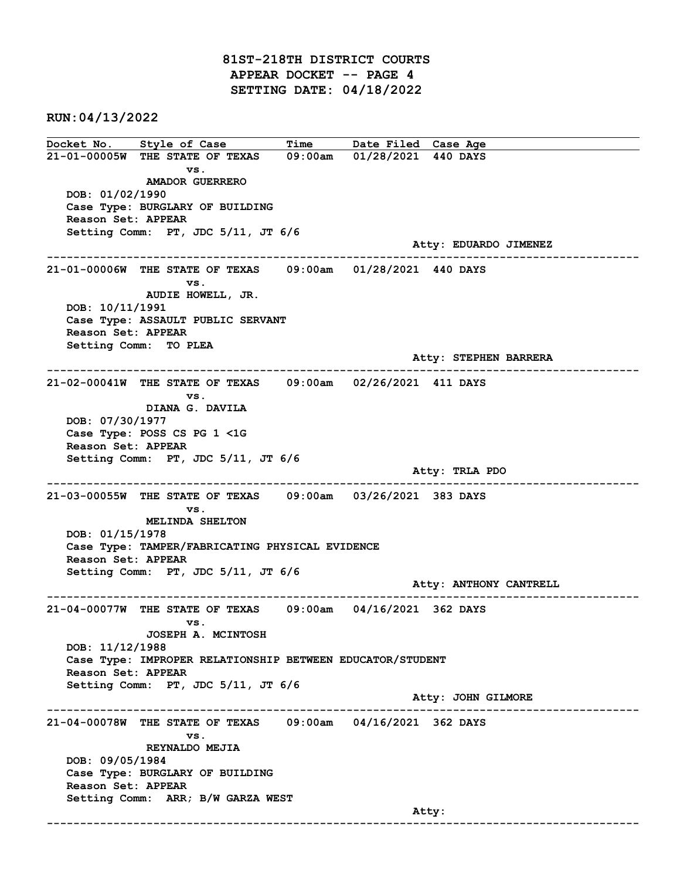# 81ST-218TH DISTRICT COURTS

## APPEAR DOCKET -- PAGE 4

## SETTING DATE: 04/18/2022

**RUN:04/13/2022**

| Docket No. | Style of Case | Time | Date Filed | Case Age |
|---|---|---|---|---|
| 21-01-00005W | THE STATE OF TEXAS vs. AMADOR GUERRERO | 09:00am | 01/28/2021 | 440 DAYS |

DOB: 01/02/1990
Case Type: BURGLARY OF BUILDING
Reason Set: APPEAR
Setting Comm: PT, JDC 5/11, JT 6/6
Atty: EDUARDO JIMENEZ

---

| Docket No. | Style of Case | Time | Date Filed | Case Age |
|---|---|---|---|---|
| 21-01-00006W | THE STATE OF TEXAS vs. AUDIE HOWELL, JR. | 09:00am | 01/28/2021 | 440 DAYS |

DOB: 10/11/1991
Case Type: ASSAULT PUBLIC SERVANT
Reason Set: APPEAR
Setting Comm: TO PLEA
Atty: STEPHEN BARRERA

---

| Docket No. | Style of Case | Time | Date Filed | Case Age |
|---|---|---|---|---|
| 21-02-00041W | THE STATE OF TEXAS vs. DIANA G. DAVILA | 09:00am | 02/26/2021 | 411 DAYS |

DOB: 07/30/1977
Case Type: POSS CS PG 1 <1G
Reason Set: APPEAR
Setting Comm: PT, JDC 5/11, JT 6/6
Atty: TRLA PDO

---

| Docket No. | Style of Case | Time | Date Filed | Case Age |
|---|---|---|---|---|
| 21-03-00055W | THE STATE OF TEXAS vs. MELINDA SHELTON | 09:00am | 03/26/2021 | 383 DAYS |

DOB: 01/15/1978
Case Type: TAMPER/FABRICATING PHYSICAL EVIDENCE
Reason Set: APPEAR
Setting Comm: PT, JDC 5/11, JT 6/6
Atty: ANTHONY CANTRELL

---

| Docket No. | Style of Case | Time | Date Filed | Case Age |
|---|---|---|---|---|
| 21-04-00077W | THE STATE OF TEXAS vs. JOSEPH A. MCINTOSH | 09:00am | 04/16/2021 | 362 DAYS |

DOB: 11/12/1988
Case Type: IMPROPER RELATIONSHIP BETWEEN EDUCATOR/STUDENT
Reason Set: APPEAR
Setting Comm: PT, JDC 5/11, JT 6/6
Atty: JOHN GILMORE

---

| Docket No. | Style of Case | Time | Date Filed | Case Age |
|---|---|---|---|---|
| 21-04-00078W | THE STATE OF TEXAS vs. REYNALDO MEJIA | 09:00am | 04/16/2021 | 362 DAYS |

DOB: 09/05/1984
Case Type: BURGLARY OF BUILDING
Reason Set: APPEAR
Setting Comm: ARR; B/W GARZA WEST
Atty:

---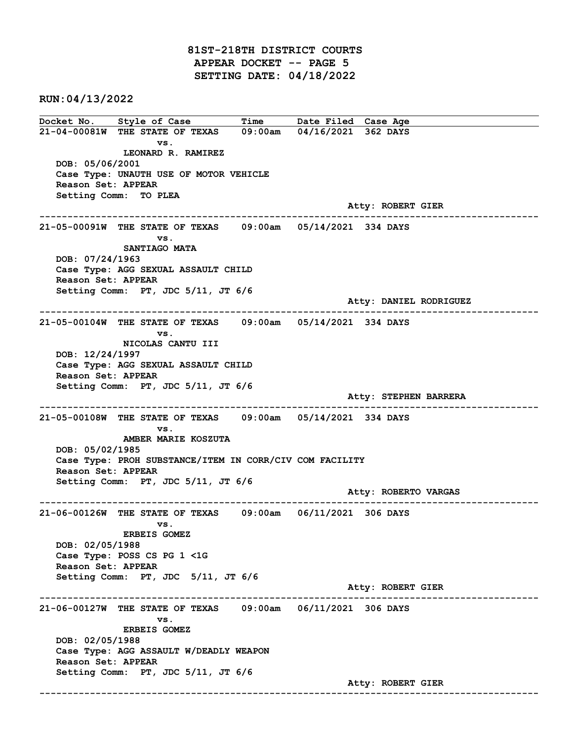# 81ST-218TH DISTRICT COURTS
## APPEAR DOCKET -- PAGE 5
## SETTING DATE: 04/18/2022

**RUN:04/13/2022**

| Docket No. | Style of Case | Time | Date Filed | Case Age |
|---|---|---|---|---|

**21-04-00081W** THE STATE OF TEXAS vs. LEONARD R. RAMIREZ — 09:00am — 04/16/2021 — 362 DAYS

DOB: 05/06/2001
Case Type: UNAUTH USE OF MOTOR VEHICLE
Reason Set: APPEAR
Setting Comm: TO PLEA
Atty: ROBERT GIER

---

**21-05-00091W** THE STATE OF TEXAS vs. SANTIAGO MATA — 09:00am — 05/14/2021 — 334 DAYS

DOB: 07/24/1963
Case Type: AGG SEXUAL ASSAULT CHILD
Reason Set: APPEAR
Setting Comm: PT, JDC 5/11, JT 6/6
Atty: DANIEL RODRIGUEZ

---

**21-05-00104W** THE STATE OF TEXAS vs. NICOLAS CANTU III — 09:00am — 05/14/2021 — 334 DAYS

DOB: 12/24/1997
Case Type: AGG SEXUAL ASSAULT CHILD
Reason Set: APPEAR
Setting Comm: PT, JDC 5/11, JT 6/6
Atty: STEPHEN BARRERA

---

**21-05-00108W** THE STATE OF TEXAS vs. AMBER MARIE KOSZUTA — 09:00am — 05/14/2021 — 334 DAYS

DOB: 05/02/1985
Case Type: PROH SUBSTANCE/ITEM IN CORR/CIV COM FACILITY
Reason Set: APPEAR
Setting Comm: PT, JDC 5/11, JT 6/6
Atty: ROBERTO VARGAS

---

**21-06-00126W** THE STATE OF TEXAS vs. ERBEIS GOMEZ — 09:00am — 06/11/2021 — 306 DAYS

DOB: 02/05/1988
Case Type: POSS CS PG 1 <1G
Reason Set: APPEAR
Setting Comm: PT, JDC 5/11, JT 6/6
Atty: ROBERT GIER

---

**21-06-00127W** THE STATE OF TEXAS vs. ERBEIS GOMEZ — 09:00am — 06/11/2021 — 306 DAYS

DOB: 02/05/1988
Case Type: AGG ASSAULT W/DEADLY WEAPON
Reason Set: APPEAR
Setting Comm: PT, JDC 5/11, JT 6/6
Atty: ROBERT GIER

---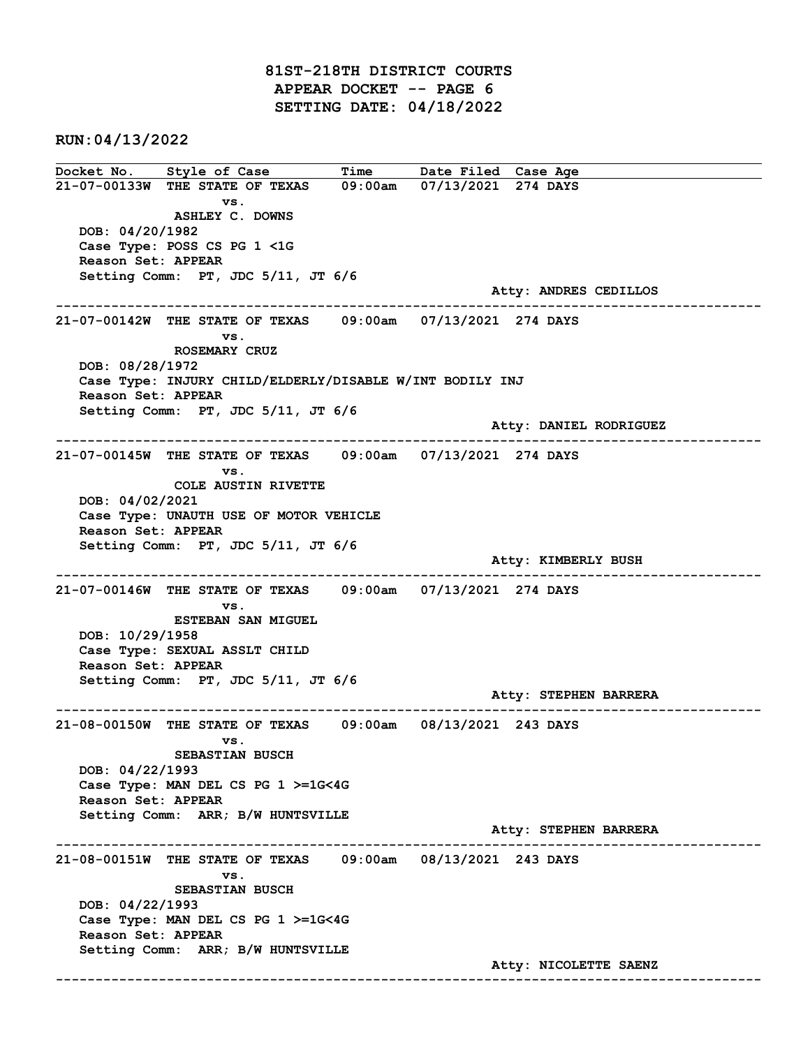# 81ST-218TH DISTRICT COURTS
## APPEAR DOCKET -- PAGE 6
## SETTING DATE: 04/18/2022

**RUN:04/13/2022**

| Docket No. | Style of Case | Time | Date Filed | Case Age |
|---|---|---|---|---|

**21-07-00133W** THE STATE OF TEXAS vs. ASHLEY C. DOWNS — 09:00am — 07/13/2021 — 274 DAYS

DOB: 04/20/1982
Case Type: POSS CS PG 1 <1G
Reason Set: APPEAR
Setting Comm: PT, JDC 5/11, JT 6/6
Atty: ANDRES CEDILLOS

---

**21-07-00142W** THE STATE OF TEXAS vs. ROSEMARY CRUZ — 09:00am — 07/13/2021 — 274 DAYS

DOB: 08/28/1972
Case Type: INJURY CHILD/ELDERLY/DISABLE W/INT BODILY INJ
Reason Set: APPEAR
Setting Comm: PT, JDC 5/11, JT 6/6
Atty: DANIEL RODRIGUEZ

---

**21-07-00145W** THE STATE OF TEXAS vs. COLE AUSTIN RIVETTE — 09:00am — 07/13/2021 — 274 DAYS

DOB: 04/02/2021
Case Type: UNAUTH USE OF MOTOR VEHICLE
Reason Set: APPEAR
Setting Comm: PT, JDC 5/11, JT 6/6
Atty: KIMBERLY BUSH

---

**21-07-00146W** THE STATE OF TEXAS vs. ESTEBAN SAN MIGUEL — 09:00am — 07/13/2021 — 274 DAYS

DOB: 10/29/1958
Case Type: SEXUAL ASSLT CHILD
Reason Set: APPEAR
Setting Comm: PT, JDC 5/11, JT 6/6
Atty: STEPHEN BARRERA

---

**21-08-00150W** THE STATE OF TEXAS vs. SEBASTIAN BUSCH — 09:00am — 08/13/2021 — 243 DAYS

DOB: 04/22/1993
Case Type: MAN DEL CS PG 1 >=1G<4G
Reason Set: APPEAR
Setting Comm: ARR; B/W HUNTSVILLE
Atty: STEPHEN BARRERA

---

**21-08-00151W** THE STATE OF TEXAS vs. SEBASTIAN BUSCH — 09:00am — 08/13/2021 — 243 DAYS

DOB: 04/22/1993
Case Type: MAN DEL CS PG 1 >=1G<4G
Reason Set: APPEAR
Setting Comm: ARR; B/W HUNTSVILLE
Atty: NICOLETTE SAENZ

---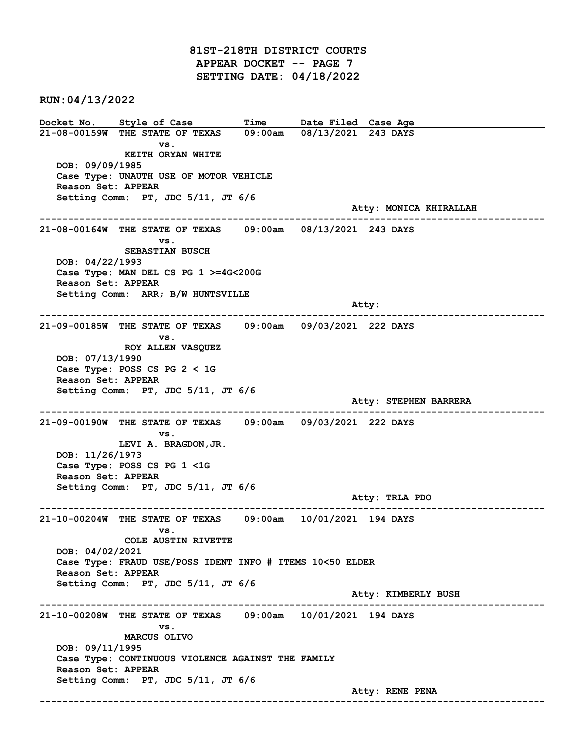# 81ST-218TH DISTRICT COURTS
## APPEAR DOCKET -- PAGE 7
## SETTING DATE: 04/18/2022

**RUN:04/13/2022**

| Docket No. | Style of Case | Time | Date Filed | Case Age |
|---|---|---|---|---|

**21-08-00159W** THE STATE OF TEXAS vs. KEITH ORYAN WHITE — 09:00am — 08/13/2021 — 243 DAYS
- DOB: 09/09/1985
- Case Type: UNAUTH USE OF MOTOR VEHICLE
- Reason Set: APPEAR
- Setting Comm: PT, JDC 5/11, JT 6/6
- Atty: MONICA KHIRALLAH

---

**21-08-00164W** THE STATE OF TEXAS vs. SEBASTIAN BUSCH — 09:00am — 08/13/2021 — 243 DAYS
- DOB: 04/22/1993
- Case Type: MAN DEL CS PG 1 >=4G<200G
- Reason Set: APPEAR
- Setting Comm: ARR; B/W HUNTSVILLE
- Atty:

---

**21-09-00185W** THE STATE OF TEXAS vs. ROY ALLEN VASQUEZ — 09:00am — 09/03/2021 — 222 DAYS
- DOB: 07/13/1990
- Case Type: POSS CS PG 2 < 1G
- Reason Set: APPEAR
- Setting Comm: PT, JDC 5/11, JT 6/6
- Atty: STEPHEN BARRERA

---

**21-09-00190W** THE STATE OF TEXAS vs. LEVI A. BRAGDON,JR. — 09:00am — 09/03/2021 — 222 DAYS
- DOB: 11/26/1973
- Case Type: POSS CS PG 1 <1G
- Reason Set: APPEAR
- Setting Comm: PT, JDC 5/11, JT 6/6
- Atty: TRLA PDO

---

**21-10-00204W** THE STATE OF TEXAS vs. COLE AUSTIN RIVETTE — 09:00am — 10/01/2021 — 194 DAYS
- DOB: 04/02/2021
- Case Type: FRAUD USE/POSS IDENT INFO # ITEMS 10<50 ELDER
- Reason Set: APPEAR
- Setting Comm: PT, JDC 5/11, JT 6/6
- Atty: KIMBERLY BUSH

---

**21-10-00208W** THE STATE OF TEXAS vs. MARCUS OLIVO — 09:00am — 10/01/2021 — 194 DAYS
- DOB: 09/11/1995
- Case Type: CONTINUOUS VIOLENCE AGAINST THE FAMILY
- Reason Set: APPEAR
- Setting Comm: PT, JDC 5/11, JT 6/6
- Atty: RENE PENA

---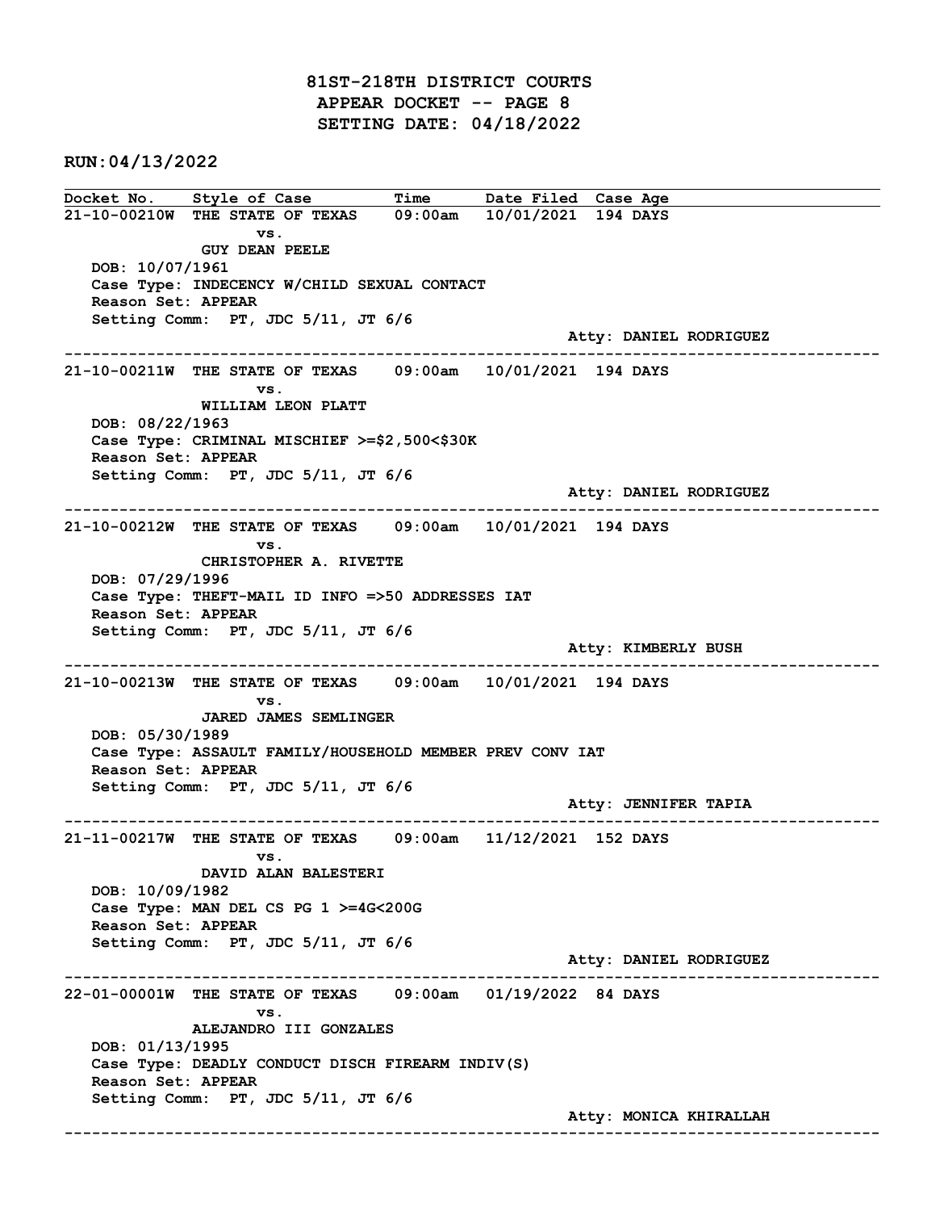# 81ST-218TH DISTRICT COURTS
## APPEAR DOCKET -- PAGE 8
## SETTING DATE: 04/18/2022

**RUN:04/13/2022**

| Docket No. | Style of Case | Time | Date Filed | Case Age |
|---|---|---|---|---|

**21-10-00210W** THE STATE OF TEXAS vs. GUY DEAN PEELE — 09:00am — 10/01/2021 — 194 DAYS
DOB: 10/07/1961
Case Type: INDECENCY W/CHILD SEXUAL CONTACT
Reason Set: APPEAR
Setting Comm: PT, JDC 5/11, JT 6/6
Atty: DANIEL RODRIGUEZ

---

**21-10-00211W** THE STATE OF TEXAS vs. WILLIAM LEON PLATT — 09:00am — 10/01/2021 — 194 DAYS
DOB: 08/22/1963
Case Type: CRIMINAL MISCHIEF >=$2,500<$30K
Reason Set: APPEAR
Setting Comm: PT, JDC 5/11, JT 6/6
Atty: DANIEL RODRIGUEZ

---

**21-10-00212W** THE STATE OF TEXAS vs. CHRISTOPHER A. RIVETTE — 09:00am — 10/01/2021 — 194 DAYS
DOB: 07/29/1996
Case Type: THEFT-MAIL ID INFO =>50 ADDRESSES IAT
Reason Set: APPEAR
Setting Comm: PT, JDC 5/11, JT 6/6
Atty: KIMBERLY BUSH

---

**21-10-00213W** THE STATE OF TEXAS vs. JARED JAMES SEMLINGER — 09:00am — 10/01/2021 — 194 DAYS
DOB: 05/30/1989
Case Type: ASSAULT FAMILY/HOUSEHOLD MEMBER PREV CONV IAT
Reason Set: APPEAR
Setting Comm: PT, JDC 5/11, JT 6/6
Atty: JENNIFER TAPIA

---

**21-11-00217W** THE STATE OF TEXAS vs. DAVID ALAN BALESTERI — 09:00am — 11/12/2021 — 152 DAYS
DOB: 10/09/1982
Case Type: MAN DEL CS PG 1 >=4G<200G
Reason Set: APPEAR
Setting Comm: PT, JDC 5/11, JT 6/6
Atty: DANIEL RODRIGUEZ

---

**22-01-00001W** THE STATE OF TEXAS vs. ALEJANDRO III GONZALES — 09:00am — 01/19/2022 — 84 DAYS
DOB: 01/13/1995
Case Type: DEADLY CONDUCT DISCH FIREARM INDIV(S)
Reason Set: APPEAR
Setting Comm: PT, JDC 5/11, JT 6/6
Atty: MONICA KHIRALLAH

---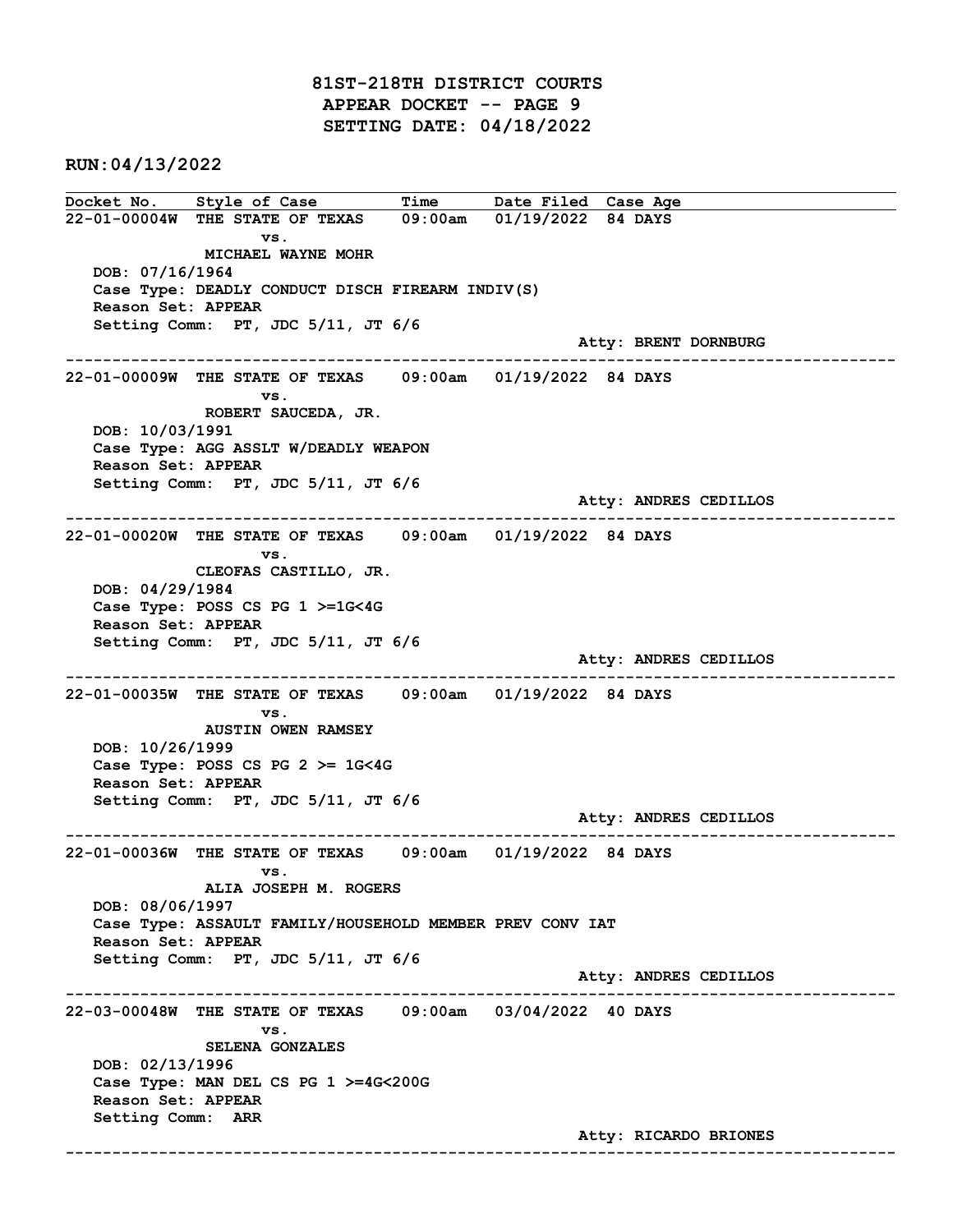# 81ST-218TH DISTRICT COURTS
## APPEAR DOCKET -- PAGE 9
## SETTING DATE: 04/18/2022

**RUN:04/13/2022**

| Docket No. | Style of Case | Time | Date Filed | Case Age |
|---|---|---|---|---|

**22-01-00004W** THE STATE OF TEXAS 09:00am 01/19/2022 84 DAYS
vs.
MICHAEL WAYNE MOHR
DOB: 07/16/1964
Case Type: DEADLY CONDUCT DISCH FIREARM INDIV(S)
Reason Set: APPEAR
Setting Comm: PT, JDC 5/11, JT 6/6
Atty: BRENT DORNBURG

---

**22-01-00009W** THE STATE OF TEXAS 09:00am 01/19/2022 84 DAYS
vs.
ROBERT SAUCEDA, JR.
DOB: 10/03/1991
Case Type: AGG ASSLT W/DEADLY WEAPON
Reason Set: APPEAR
Setting Comm: PT, JDC 5/11, JT 6/6
Atty: ANDRES CEDILLOS

---

**22-01-00020W** THE STATE OF TEXAS 09:00am 01/19/2022 84 DAYS
vs.
CLEOFAS CASTILLO, JR.
DOB: 04/29/1984
Case Type: POSS CS PG 1 >=1G<4G
Reason Set: APPEAR
Setting Comm: PT, JDC 5/11, JT 6/6
Atty: ANDRES CEDILLOS

---

**22-01-00035W** THE STATE OF TEXAS 09:00am 01/19/2022 84 DAYS
vs.
AUSTIN OWEN RAMSEY
DOB: 10/26/1999
Case Type: POSS CS PG 2 >= 1G<4G
Reason Set: APPEAR
Setting Comm: PT, JDC 5/11, JT 6/6
Atty: ANDRES CEDILLOS

---

**22-01-00036W** THE STATE OF TEXAS 09:00am 01/19/2022 84 DAYS
vs.
ALIA JOSEPH M. ROGERS
DOB: 08/06/1997
Case Type: ASSAULT FAMILY/HOUSEHOLD MEMBER PREV CONV IAT
Reason Set: APPEAR
Setting Comm: PT, JDC 5/11, JT 6/6
Atty: ANDRES CEDILLOS

---

**22-03-00048W** THE STATE OF TEXAS 09:00am 03/04/2022 40 DAYS
vs.
SELENA GONZALES
DOB: 02/13/1996
Case Type: MAN DEL CS PG 1 >=4G<200G
Reason Set: APPEAR
Setting Comm: ARR
Atty: RICARDO BRIONES

---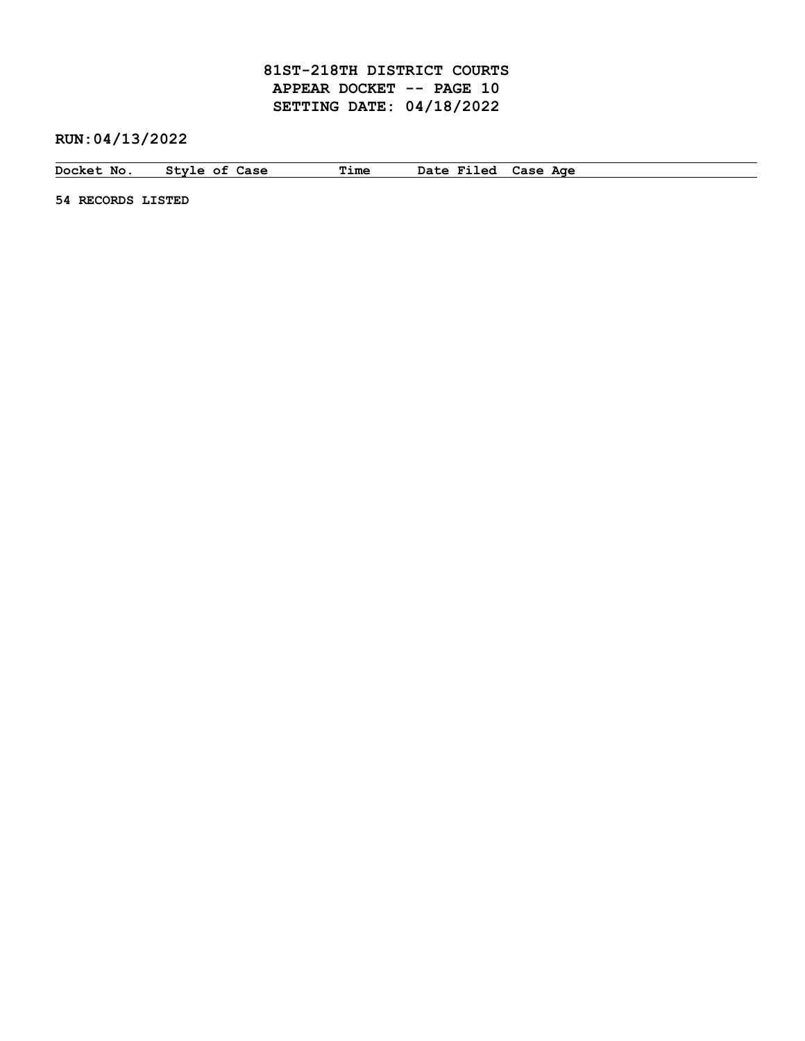# 81ST-218TH DISTRICT COURTS
## APPEAR DOCKET -- PAGE 10
## SETTING DATE: 04/18/2022

**RUN:04/13/2022**

| Docket No. | Style of Case | Time | Date Filed | Case Age |
|---|---|---|---|---|

**54 RECORDS LISTED**